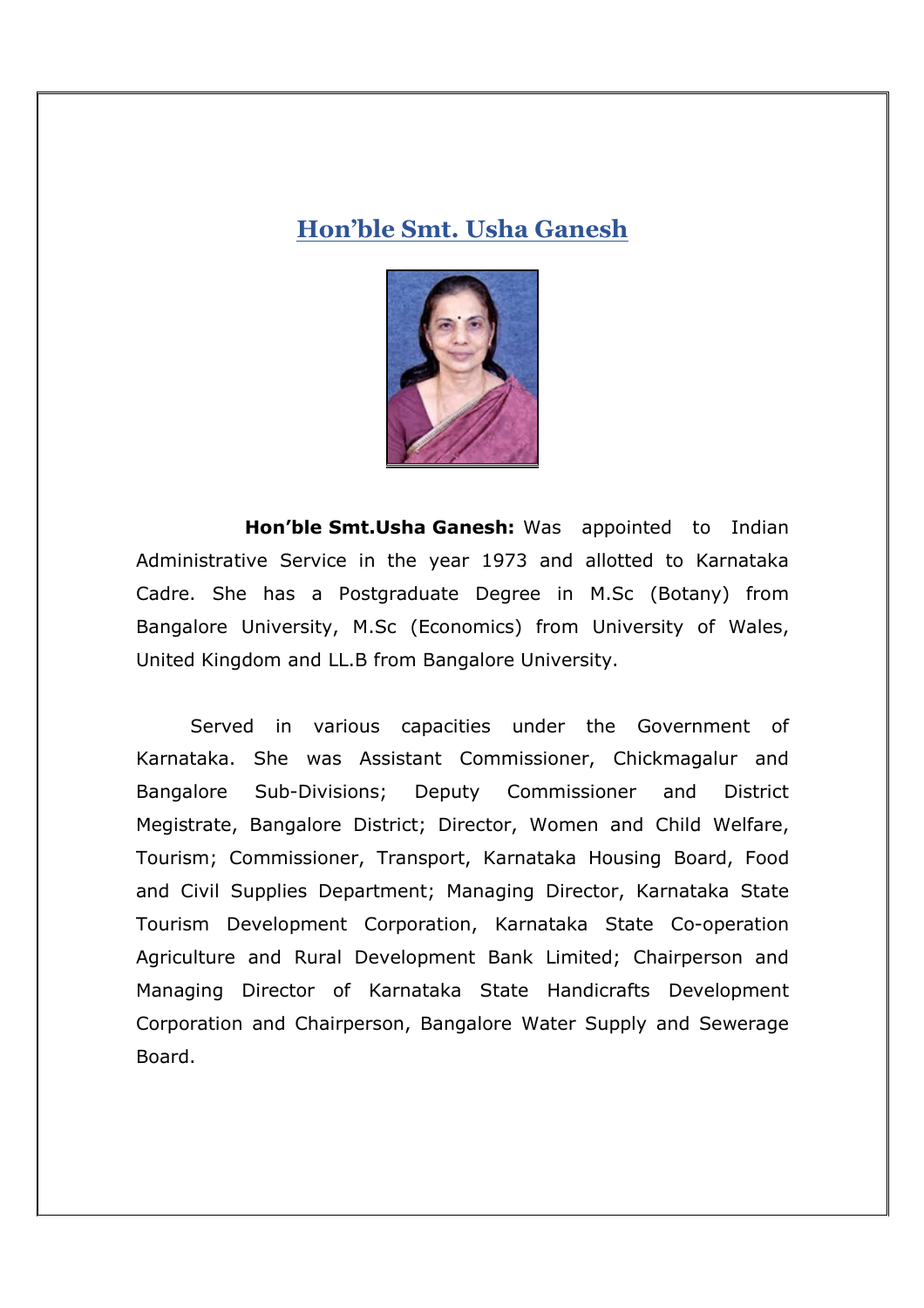## Hon'ble Smt. Usha Ganesh

**Hon'ble Smt.Usha Ganesh:** Was appointed to Indian Administrative Service in the year 1973 and allotted to Karnataka Cadre. She has a Postgraduate Degree in M.Sc (Botany) from Bangalore University, M.Sc (Economics) from University of Wales, United Kingdom and LL.B from Bangalore University.

Served in various capacities under the Government of Karnataka. She was Assistant Commissioner, Chickmagalur and Bangalore Sub-Divisions; Deputy Commissioner and District Megistrate, Bangalore District; Director, Women and Child Welfare, Tourism; Commissioner, Transport, Karnataka Housing Board, Food and Civil Supplies Department; Managing Director, Karnataka State Tourism Development Corporation, Karnataka State Co-operation Agriculture and Rural Development Bank Limited; Chairperson and Managing Director of Karnataka State Handicrafts Development Corporation and Chairperson, Bangalore Water Supply and Sewerage Board.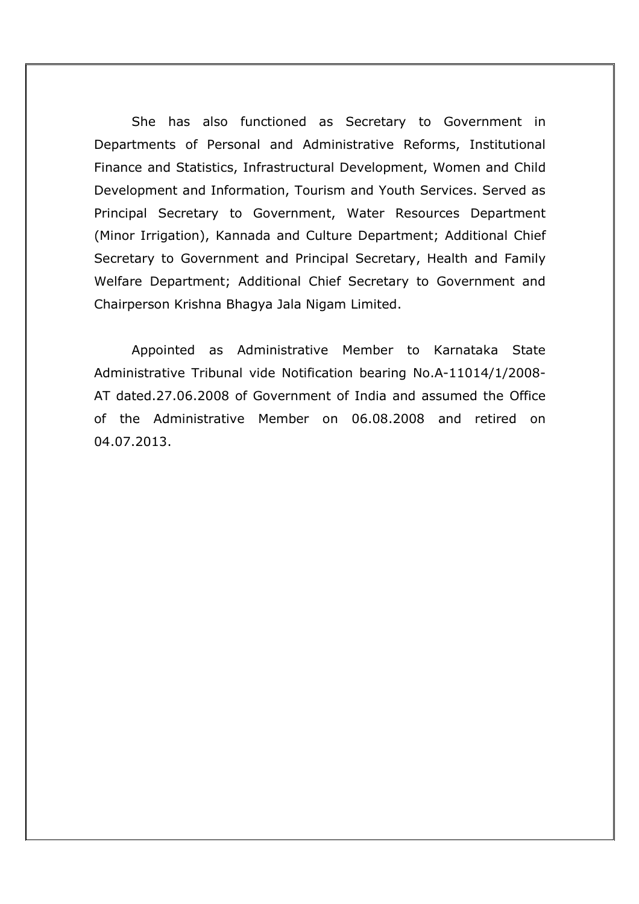She has also functioned as Secretary to Government in Departments of Personal and Administrative Reforms, Institutional Finance and Statistics, Infrastructural Development, Women and Child Development and Information, Tourism and Youth Services. Served as Principal Secretary to Government, Water Resources Department (Minor Irrigation), Kannada and Culture Department; Additional Chief Secretary to Government and Principal Secretary, Health and Family Welfare Department; Additional Chief Secretary to Government and Chairperson Krishna Bhagya Jala Nigam Limited.

Appointed as Administrative Member to Karnataka State Administrative Tribunal vide Notification bearing No.A-11014/1/2008-AT dated.27.06.2008 of Government of India and assumed the Office of the Administrative Member on 06.08.2008 and retired on 04.07.2013.